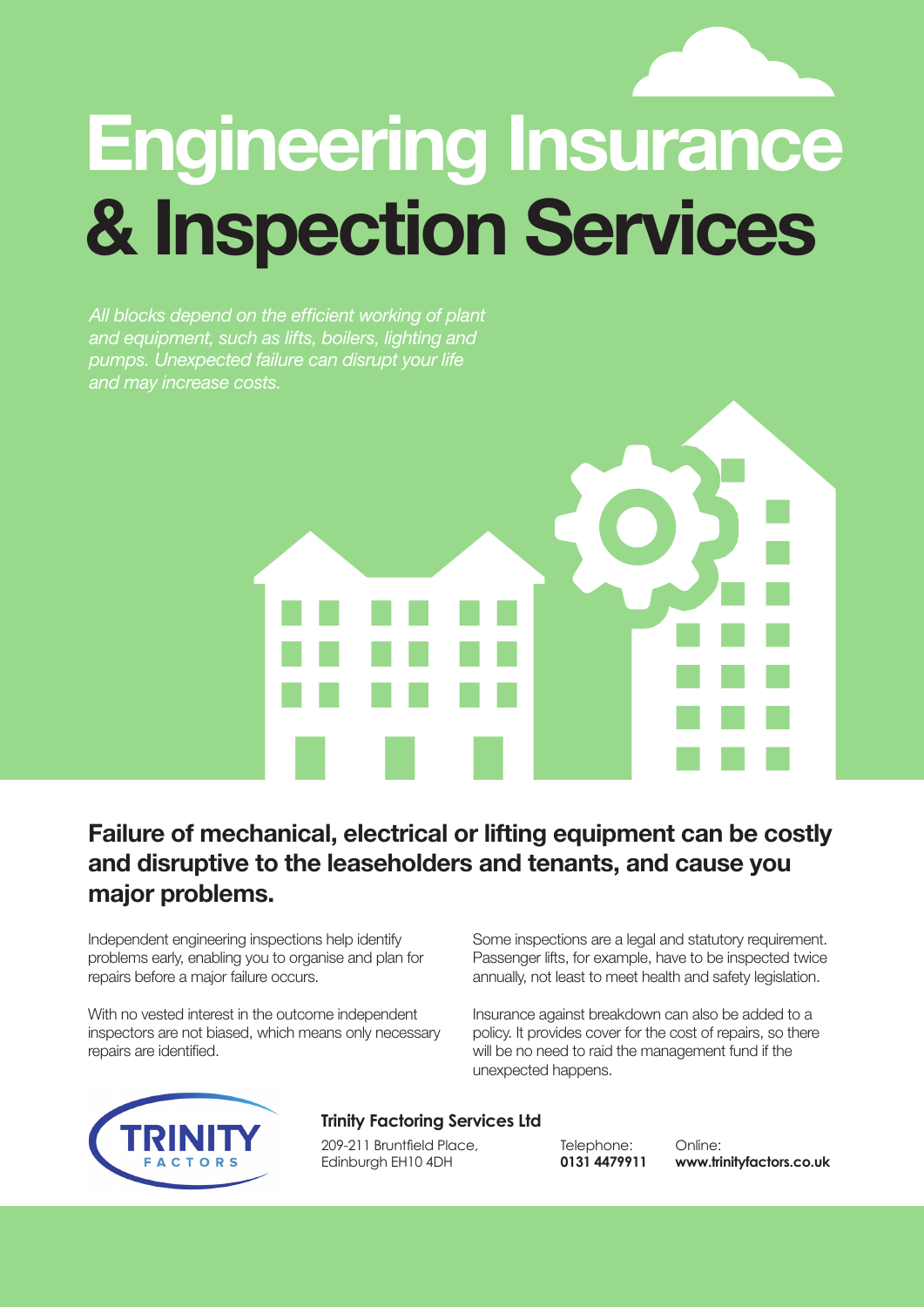# Engineering Insurance & Inspection Services

*All blocks depend on the efficient working of plant and equipment, such as lifts, boilers, lighting and pumps. Unexpected failure can disrupt your life and may increase costs.*

## Failure of mechanical, electrical or lifting equipment can be costly and disruptive to the leaseholders and tenants, and cause you major problems.

Independent engineering inspections help identify problems early, enabling you to organise and plan for repairs before a major failure occurs.

With no vested interest in the outcome independent inspectors are not biased, which means only necessary repairs are identified.

Some inspections are a legal and statutory requirement. Passenger lifts, for example, have to be inspected twice annually, not least to meet health and safety legislation.

Insurance against breakdown can also be added to a policy. It provides cover for the cost of repairs, so there will be no need to raid the management fund if the unexpected happens.

TRINITY FACTORS

**Trinity Factoring Services Ltd**

209-211 Bruntfield Place,
Edinburgh EH10 4DH

Telephone:
**0131 4479911**

Online:
**www.trinityfactors.co.uk**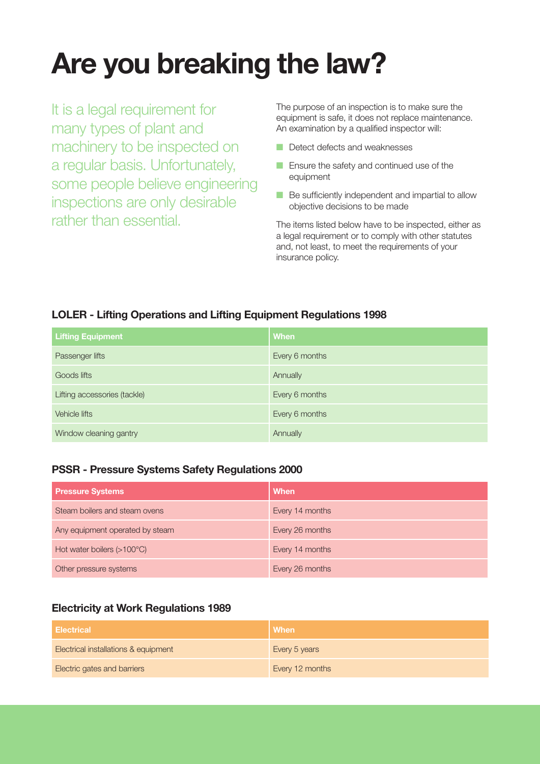# Are you breaking the law?

It is a legal requirement for many types of plant and machinery to be inspected on a regular basis. Unfortunately, some people believe engineering inspections are only desirable rather than essential.

The purpose of an inspection is to make sure the equipment is safe, it does not replace maintenance. An examination by a qualified inspector will:

- Detect defects and weaknesses
- Ensure the safety and continued use of the equipment
- Be sufficiently independent and impartial to allow objective decisions to be made

The items listed below have to be inspected, either as a legal requirement or to comply with other statutes and, not least, to meet the requirements of your insurance policy.

### LOLER - Lifting Operations and Lifting Equipment Regulations 1998

| Lifting Equipment | When |
| --- | --- |
| Passenger lifts | Every 6 months |
| Goods lifts | Annually |
| Lifting accessories (tackle) | Every 6 months |
| Vehicle lifts | Every 6 months |
| Window cleaning gantry | Annually |

### PSSR - Pressure Systems Safety Regulations 2000

| Pressure Systems | When |
| --- | --- |
| Steam boilers and steam ovens | Every 14 months |
| Any equipment operated by steam | Every 26 months |
| Hot water boilers (>100°C) | Every 14 months |
| Other pressure systems | Every 26 months |

### Electricity at Work Regulations 1989

| Electrical | When |
| --- | --- |
| Electrical installations & equipment | Every 5 years |
| Electric gates and barriers | Every 12 months |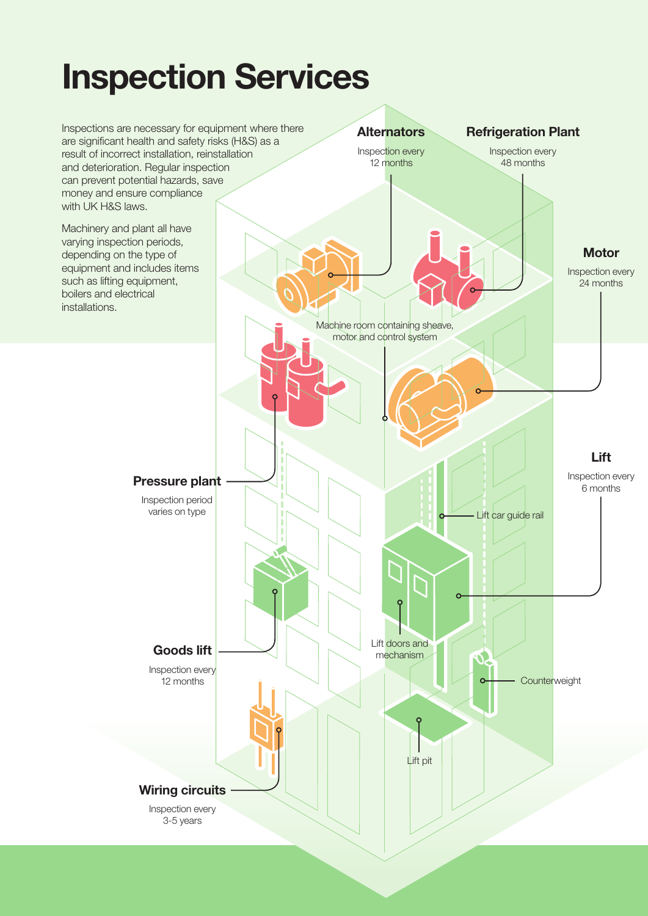# Inspection Services

Inspections are necessary for equipment where there are significant health and safety risks (H&S) as a result of incorrect installation, reinstallation and deterioration. Regular inspection can prevent potential hazards, save money and ensure compliance with UK H&S laws.

Machinery and plant all have varying inspection periods, depending on the type of equipment and includes items such as lifting equipment, boilers and electrical installations.

**Alternators**

Inspection every 12 months

**Refrigeration Plant**

Inspection every 48 months

**Motor**

Inspection every 24 months

Machine room containing sheave, motor and control system

**Pressure plant**

Inspection period varies on type

**Lift**

Inspection every 6 months

Lift car guide rail

**Goods lift**

Inspection every 12 months

Lift doors and mechanism

Counterweight

Lift pit

**Wiring circuits**

Inspection every 3-5 years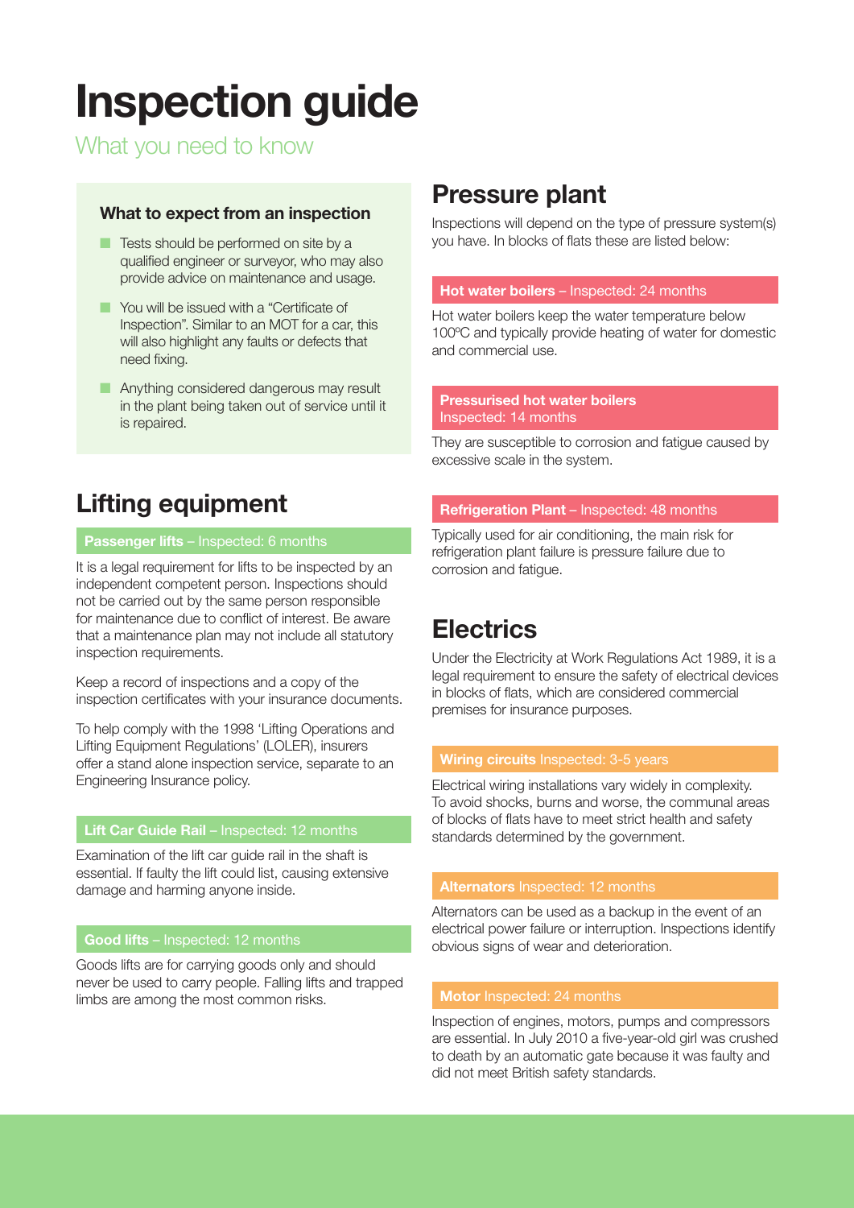# Inspection guide

What you need to know

### What to expect from an inspection

- Tests should be performed on site by a qualified engineer or surveyor, who may also provide advice on maintenance and usage.
- You will be issued with a "Certificate of Inspection". Similar to an MOT for a car, this will also highlight any faults or defects that need fixing.
- Anything considered dangerous may result in the plant being taken out of service until it is repaired.

## Lifting equipment

**Passenger lifts** – Inspected: 6 months

It is a legal requirement for lifts to be inspected by an independent competent person. Inspections should not be carried out by the same person responsible for maintenance due to conflict of interest. Be aware that a maintenance plan may not include all statutory inspection requirements.

Keep a record of inspections and a copy of the inspection certificates with your insurance documents.

To help comply with the 1998 'Lifting Operations and Lifting Equipment Regulations' (LOLER), insurers offer a stand alone inspection service, separate to an Engineering Insurance policy.

**Lift Car Guide Rail** – Inspected: 12 months

Examination of the lift car guide rail in the shaft is essential. If faulty the lift could list, causing extensive damage and harming anyone inside.

**Good lifts** – Inspected: 12 months

Goods lifts are for carrying goods only and should never be used to carry people. Falling lifts and trapped limbs are among the most common risks.

## Pressure plant

Inspections will depend on the type of pressure system(s) you have. In blocks of flats these are listed below:

**Hot water boilers** – Inspected: 24 months

Hot water boilers keep the water temperature below 100ºC and typically provide heating of water for domestic and commercial use.

**Pressurised hot water boilers**
Inspected: 14 months

They are susceptible to corrosion and fatigue caused by excessive scale in the system.

**Refrigeration Plant** – Inspected: 48 months

Typically used for air conditioning, the main risk for refrigeration plant failure is pressure failure due to corrosion and fatigue.

## Electrics

Under the Electricity at Work Regulations Act 1989, it is a legal requirement to ensure the safety of electrical devices in blocks of flats, which are considered commercial premises for insurance purposes.

**Wiring circuits** Inspected: 3-5 years

Electrical wiring installations vary widely in complexity. To avoid shocks, burns and worse, the communal areas of blocks of flats have to meet strict health and safety standards determined by the government.

**Alternators** Inspected: 12 months

Alternators can be used as a backup in the event of an electrical power failure or interruption. Inspections identify obvious signs of wear and deterioration.

**Motor** Inspected: 24 months

Inspection of engines, motors, pumps and compressors are essential. In July 2010 a five-year-old girl was crushed to death by an automatic gate because it was faulty and did not meet British safety standards.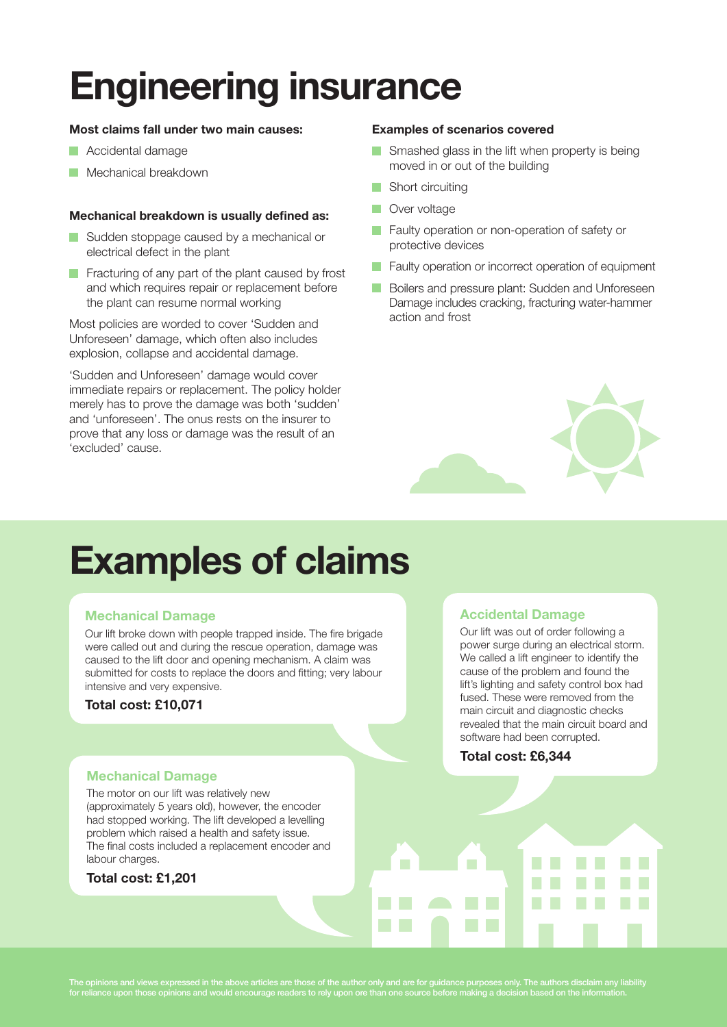# Engineering insurance

**Most claims fall under two main causes:**

- Accidental damage
- Mechanical breakdown

**Mechanical breakdown is usually defined as:**

- Sudden stoppage caused by a mechanical or electrical defect in the plant
- Fracturing of any part of the plant caused by frost and which requires repair or replacement before the plant can resume normal working

Most policies are worded to cover 'Sudden and Unforeseen' damage, which often also includes explosion, collapse and accidental damage.

'Sudden and Unforeseen' damage would cover immediate repairs or replacement. The policy holder merely has to prove the damage was both 'sudden' and 'unforeseen'. The onus rests on the insurer to prove that any loss or damage was the result of an 'excluded' cause.

**Examples of scenarios covered**

- Smashed glass in the lift when property is being moved in or out of the building
- Short circuiting
- Over voltage
- Faulty operation or non-operation of safety or protective devices
- Faulty operation or incorrect operation of equipment
- Boilers and pressure plant: Sudden and Unforeseen Damage includes cracking, fracturing water-hammer action and frost

# Examples of claims

### Mechanical Damage

Our lift broke down with people trapped inside. The fire brigade were called out and during the rescue operation, damage was caused to the lift door and opening mechanism. A claim was submitted for costs to replace the doors and fitting; very labour intensive and very expensive.

**Total cost: £10,071**

### Mechanical Damage

The motor on our lift was relatively new (approximately 5 years old), however, the encoder had stopped working. The lift developed a levelling problem which raised a health and safety issue. The final costs included a replacement encoder and labour charges.

**Total cost: £1,201**

### Accidental Damage

Our lift was out of order following a power surge during an electrical storm. We called a lift engineer to identify the cause of the problem and found the lift's lighting and safety control box had fused. These were removed from the main circuit and diagnostic checks revealed that the main circuit board and software had been corrupted.

**Total cost: £6,344**

The opinions and views expressed in the above articles are those of the author only and are for guidance purposes only. The authors disclaim any liability for reliance upon those opinions and would encourage readers to rely upon ore than one source before making a decision based on the information.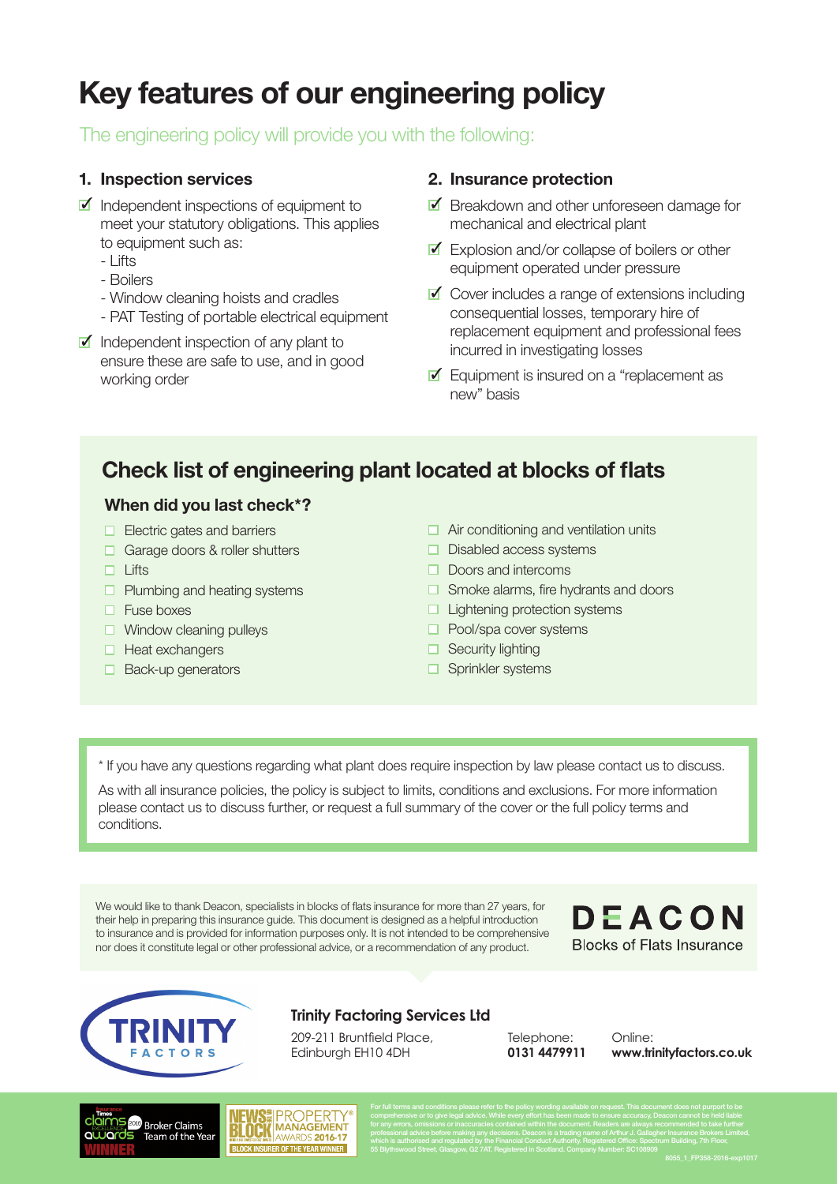# Key features of our engineering policy

The engineering policy will provide you with the following:

## 1. Inspection services

- ☑ Independent inspections of equipment to meet your statutory obligations. This applies to equipment such as:
  - Lifts
  - Boilers
  - Window cleaning hoists and cradles
  - PAT Testing of portable electrical equipment
- ☑ Independent inspection of any plant to ensure these are safe to use, and in good working order

## 2. Insurance protection

- ☑ Breakdown and other unforeseen damage for mechanical and electrical plant
- ☑ Explosion and/or collapse of boilers or other equipment operated under pressure
- ☑ Cover includes a range of extensions including consequential losses, temporary hire of replacement equipment and professional fees incurred in investigating losses
- ☑ Equipment is insured on a "replacement as new" basis

## Check list of engineering plant located at blocks of flats

### When did you last check*?

- ☐ Electric gates and barriers
- ☐ Garage doors & roller shutters
- ☐ Lifts
- ☐ Plumbing and heating systems
- ☐ Fuse boxes
- ☐ Window cleaning pulleys
- ☐ Heat exchangers
- ☐ Back-up generators
- ☐ Air conditioning and ventilation units
- ☐ Disabled access systems
- ☐ Doors and intercoms
- ☐ Smoke alarms, fire hydrants and doors
- ☐ Lightening protection systems
- ☐ Pool/spa cover systems
- ☐ Security lighting
- ☐ Sprinkler systems

* If you have any questions regarding what plant does require inspection by law please contact us to discuss.

As with all insurance policies, the policy is subject to limits, conditions and exclusions. For more information please contact us to discuss further, or request a full summary of the cover or the full policy terms and conditions.

We would like to thank Deacon, specialists in blocks of flats insurance for more than 27 years, for their help in preparing this insurance guide. This document is designed as a helpful introduction to insurance and is provided for information purposes only. It is not intended to be comprehensive nor does it constitute legal or other professional advice, or a recommendation of any product.

DEACON
Blocks of Flats Insurance

TRINITY FACTORS

**Trinity Factoring Services Ltd**

209-211 Bruntfield Place,
Edinburgh EH10 4DH

Telephone:
**0131 4479911**

Online:
**www.trinityfactors.co.uk**

Insurance Times claims Excellence awards 2016 Broker Claims Team of the Year WINNER

NEWS ON THE BLOCK PROPERTY MANAGEMENT AWARDS 2016-17 BLOCK INSURER OF THE YEAR WINNER

For full terms and conditions please refer to the policy wording available on request. This document does not purport to be comprehensive or to give legal advice. While every effort has been made to ensure accuracy, Deacon cannot be held liable for any errors, omissions or inaccuracies contained within the document. Readers are always recommended to take further professional advice before making any decisions. Deacon is a trading name of Arthur J. Gallagher Insurance Brokers Limited, which is authorised and regulated by the Financial Conduct Authority. Registered Office: Spectrum Building, 7th Floor, 55 Blythswood Street, Glasgow, G2 7AT. Registered in Scotland. Company Number: SC108909

8055_1_FP358-2016-exp1017